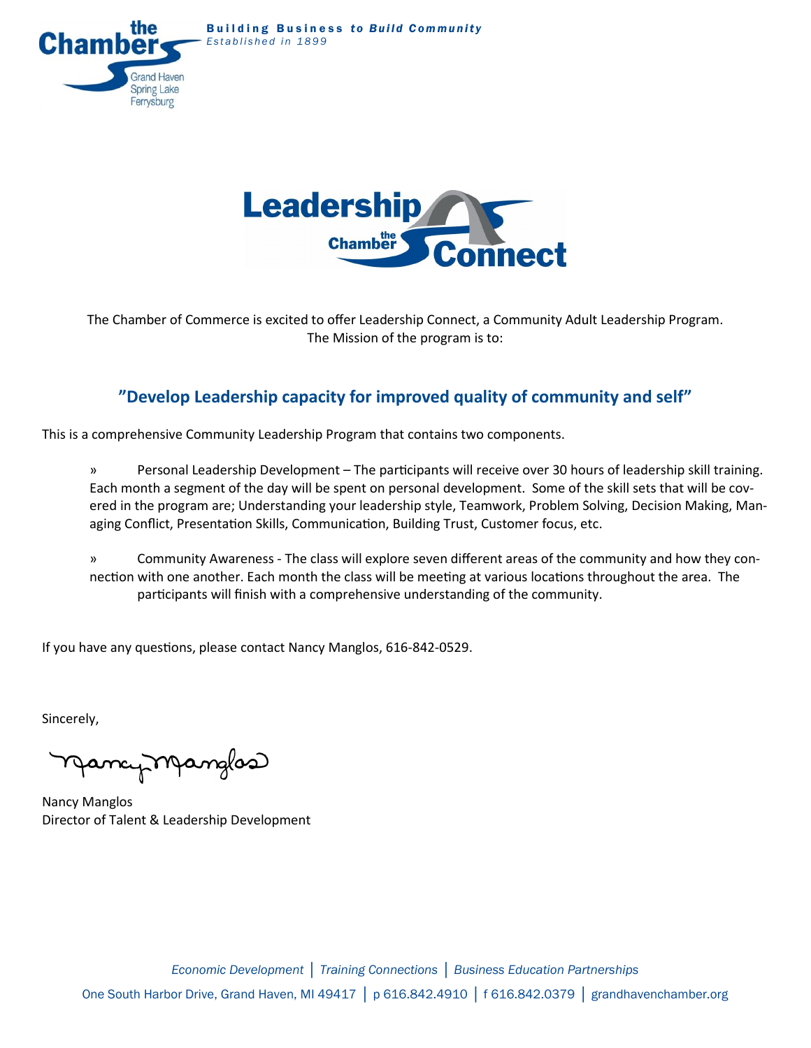**the Chamber** Grand Haven Spring Lake Ferrysburg

**Building Business *to Build Community***
*Established in 1899*

**Leadership the Chamber Connect**

The Chamber of Commerce is excited to offer Leadership Connect, a Community Adult Leadership Program. The Mission of the program is to:

## "Develop Leadership capacity for improved quality of community and self"

This is a comprehensive Community Leadership Program that contains two components.

» Personal Leadership Development – The participants will receive over 30 hours of leadership skill training. Each month a segment of the day will be spent on personal development. Some of the skill sets that will be covered in the program are; Understanding your leadership style, Teamwork, Problem Solving, Decision Making, Managing Conflict, Presentation Skills, Communication, Building Trust, Customer focus, etc.

» Community Awareness - The class will explore seven different areas of the community and how they connection with one another. Each month the class will be meeting at various locations throughout the area. The participants will finish with a comprehensive understanding of the community.

If you have any questions, please contact Nancy Manglos, 616-842-0529.

Sincerely,

Nancy Manglos

Nancy Manglos
Director of Talent & Leadership Development

*Economic Development* | *Training Connections* | *Business Education Partnerships*

One South Harbor Drive, Grand Haven, MI 49417 | p 616.842.4910 | f 616.842.0379 | grandhavenchamber.org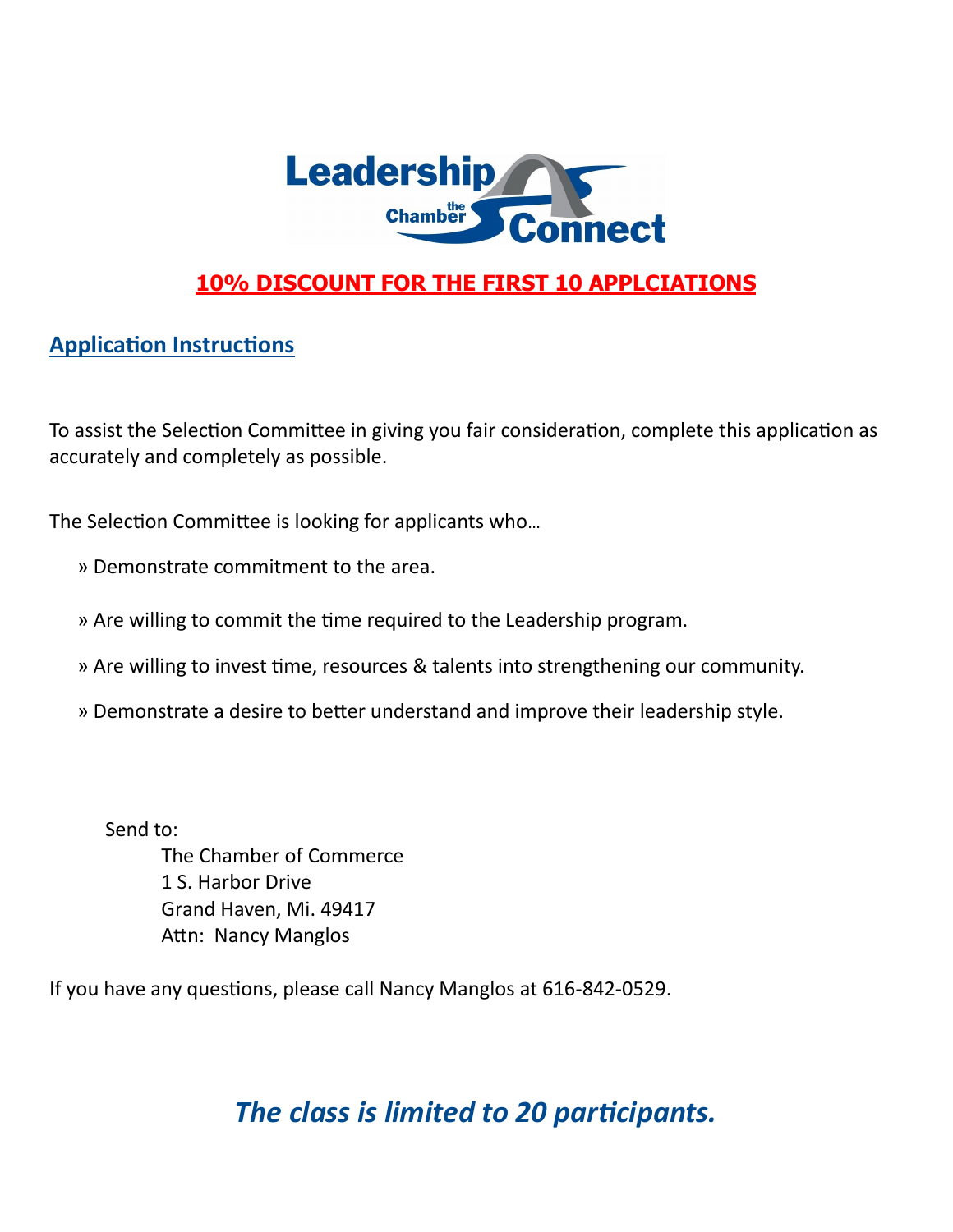Leadership the Chamber Connect

**10% DISCOUNT FOR THE FIRST 10 APPLCIATIONS**

## Application Instructions

To assist the Selection Committee in giving you fair consideration, complete this application as accurately and completely as possible.

The Selection Committee is looking for applicants who…

» Demonstrate commitment to the area.

» Are willing to commit the time required to the Leadership program.

» Are willing to invest time, resources & talents into strengthening our community.

» Demonstrate a desire to better understand and improve their leadership style.

Send to:

The Chamber of Commerce
1 S. Harbor Drive
Grand Haven, Mi. 49417
Attn: Nancy Manglos

If you have any questions, please call Nancy Manglos at 616-842-0529.

***The class is limited to 20 participants.***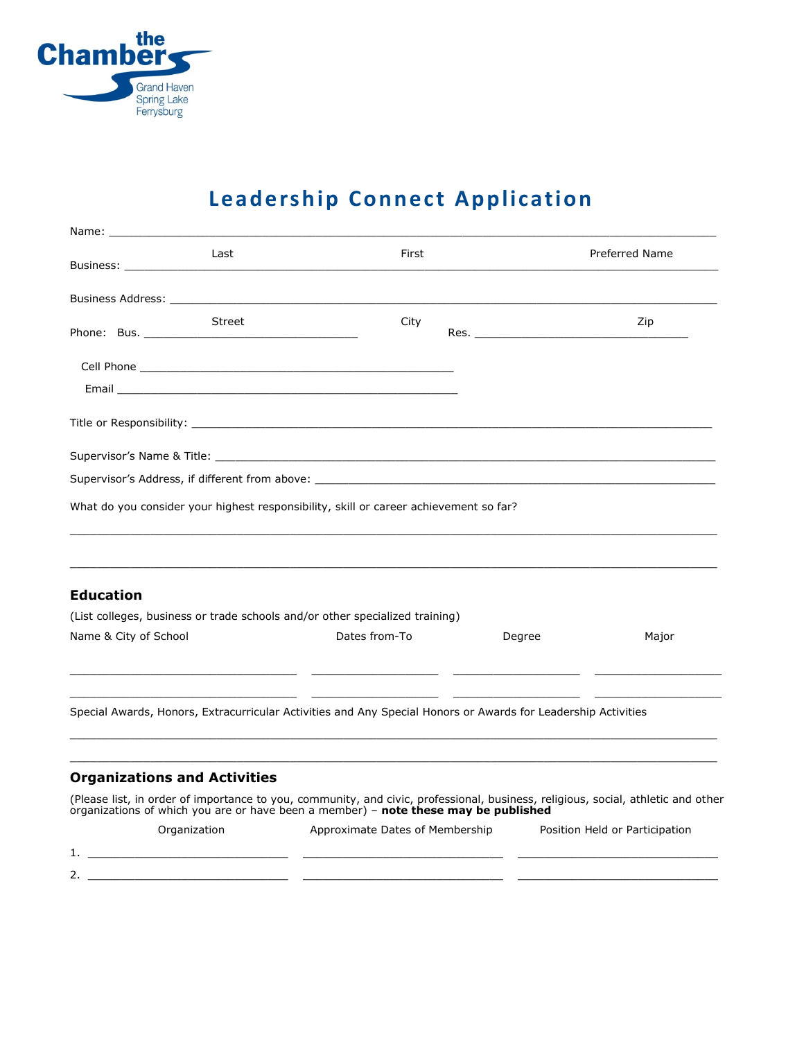the Chambers

Grand Haven
Spring Lake
Ferrysburg

# Leadership Connect Application

Name: ________________________________________________________________________

Last First Preferred Name

Business: ______________________________________________________________________

Business Address: ______________________________________________________________

Street City Zip

Phone: Bus. ______________________________ Res. ______________________________

Cell Phone ______________________________________________

Email __________________________________________________

Title or Responsibility: ______________________________________________________

Supervisor's Name & Title: ____________________________________________________

Supervisor's Address, if different from above: ________________________________

What do you consider your highest responsibility, skill or career achievement so far?

_______________________________________________________________________________

_______________________________________________________________________________

## Education

(List colleges, business or trade schools and/or other specialized training)

| Name & City of School | Dates from-To | Degree | Major |
|---|---|---|---|
| | | | |
| | | | |

Special Awards, Honors, Extracurricular Activities and Any Special Honors or Awards for Leadership Activities

_______________________________________________________________________________

_______________________________________________________________________________

## Organizations and Activities

(Please list, in order of importance to you, community, and civic, professional, business, religious, social, athletic and other organizations of which you are or have been a member) – **note these may be published**

| | Organization | Approximate Dates of Membership | Position Held or Participation |
|---|---|---|---|
| 1. | | | |
| 2. | | | |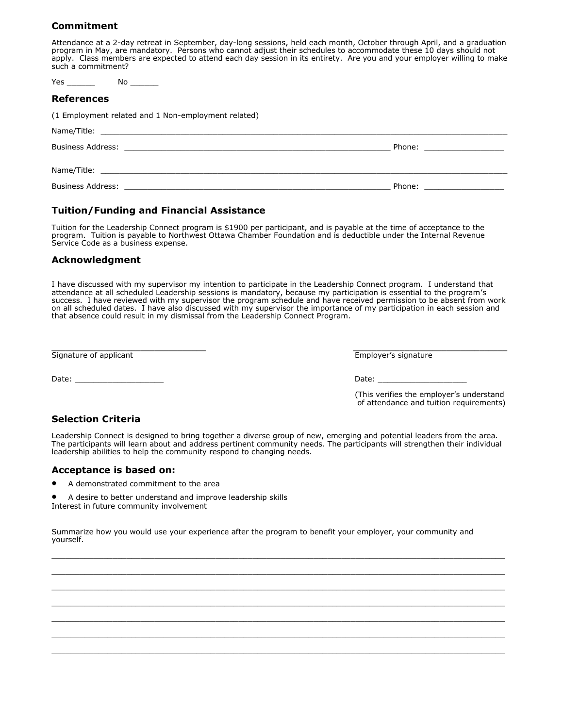### Commitment

Attendance at a 2-day retreat in September, day-long sessions, held each month, October through April, and a graduation program in May, are mandatory. Persons who cannot adjust their schedules to accommodate these 10 days should not apply. Class members are expected to attend each day session in its entirety. Are you and your employer willing to make such a commitment?

Yes ______ No ______

### References

(1 Employment related and 1 Non-employment related)

Name/Title: ______________________________________________________________________________

Business Address: ___________________________________________________ Phone: _______________

Name/Title: ______________________________________________________________________________

Business Address: ___________________________________________________ Phone: _______________

### Tuition/Funding and Financial Assistance

Tuition for the Leadership Connect program is $1900 per participant, and is payable at the time of acceptance to the program. Tuition is payable to Northwest Ottawa Chamber Foundation and is deductible under the Internal Revenue Service Code as a business expense.

### Acknowledgment

I have discussed with my supervisor my intention to participate in the Leadership Connect program. I understand that attendance at all scheduled Leadership sessions is mandatory, because my participation is essential to the program's success. I have reviewed with my supervisor the program schedule and have received permission to be absent from work on all scheduled dates. I have also discussed with my supervisor the importance of my participation in each session and that absence could result in my dismissal from the Leadership Connect Program.

_______________________________
Signature of applicant

Date: ___________________

_______________________________
Employer's signature

Date: ___________________

(This verifies the employer's understand of attendance and tuition requirements)

### Selection Criteria

Leadership Connect is designed to bring together a diverse group of new, emerging and potential leaders from the area. The participants will learn about and address pertinent community needs. The participants will strengthen their individual leadership abilities to help the community respond to changing needs.

### Acceptance is based on:

- A demonstrated commitment to the area
- A desire to better understand and improve leadership skills

Interest in future community involvement

Summarize how you would use your experience after the program to benefit your employer, your community and yourself.

______________________________________________________________________________

______________________________________________________________________________

______________________________________________________________________________

______________________________________________________________________________

______________________________________________________________________________

______________________________________________________________________________

______________________________________________________________________________